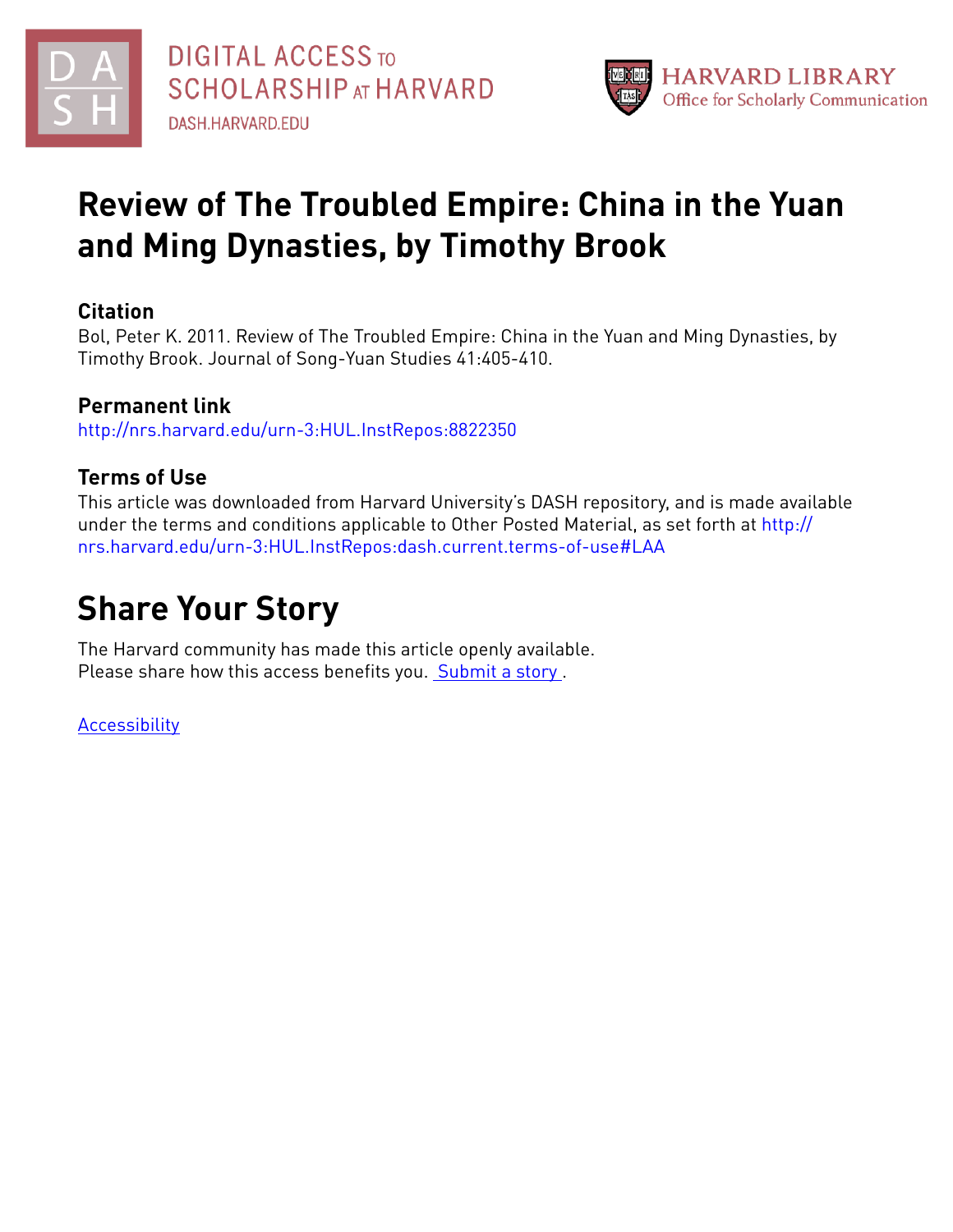DIGITAL ACCESS TO SCHOLARSHIP AT HARVARD

DASH.HARVARD.EDU

HARVARD LIBRARY
Office for Scholarly Communication

# Review of The Troubled Empire: China in the Yuan and Ming Dynasties, by Timothy Brook

### Citation

Bol, Peter K. 2011. Review of The Troubled Empire: China in the Yuan and Ming Dynasties, by Timothy Brook. Journal of Song-Yuan Studies 41:405-410.

### Permanent link

http://nrs.harvard.edu/urn-3:HUL.InstRepos:8822350

### Terms of Use

This article was downloaded from Harvard University's DASH repository, and is made available under the terms and conditions applicable to Other Posted Material, as set forth at http://nrs.harvard.edu/urn-3:HUL.InstRepos:dash.current.terms-of-use#LAA

## Share Your Story

The Harvard community has made this article openly available.
Please share how this access benefits you. Submit a story .

Accessibility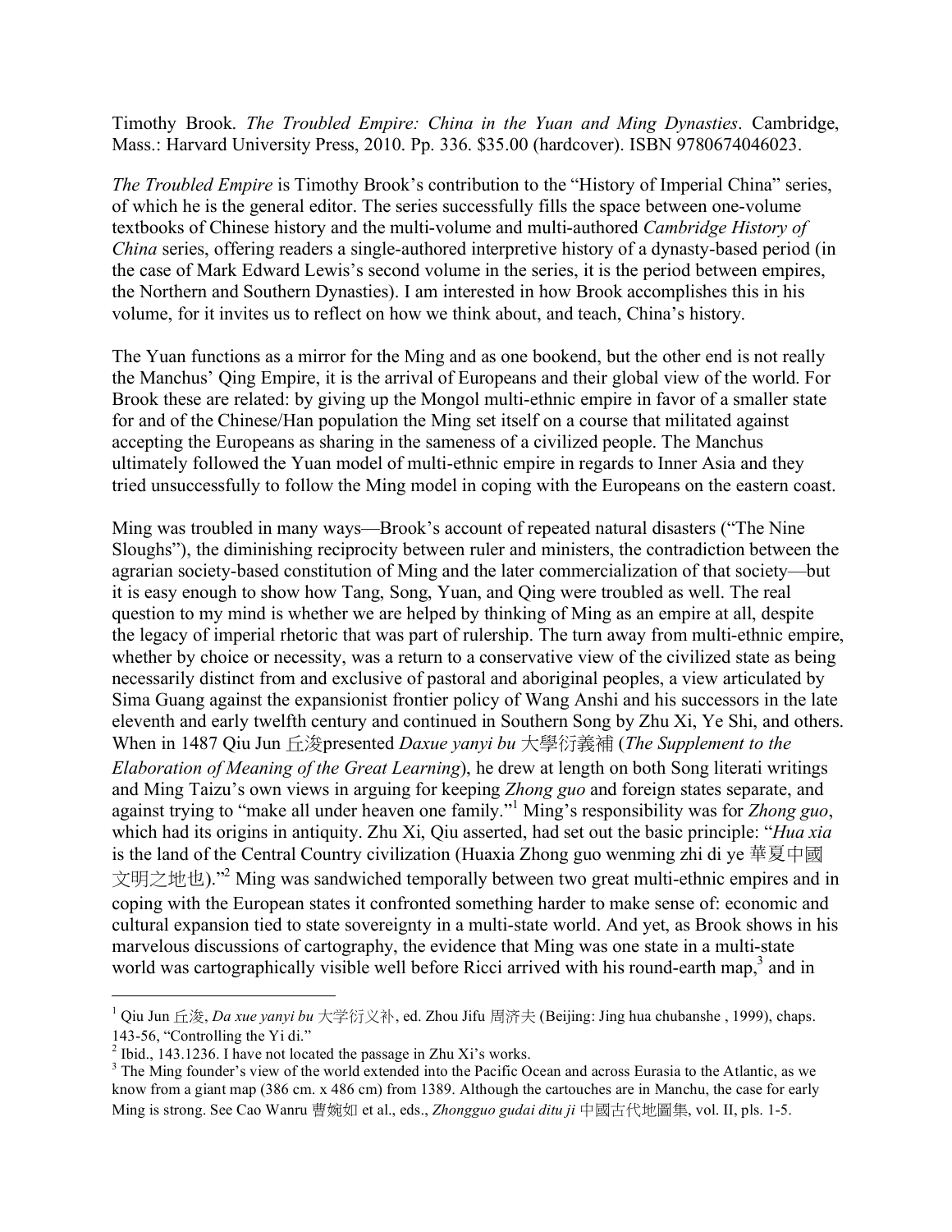Timothy Brook. *The Troubled Empire: China in the Yuan and Ming Dynasties*. Cambridge, Mass.: Harvard University Press, 2010. Pp. 336. $35.00 (hardcover). ISBN 9780674046023.

*The Troubled Empire* is Timothy Brook's contribution to the "History of Imperial China" series, of which he is the general editor. The series successfully fills the space between one-volume textbooks of Chinese history and the multi-volume and multi-authored *Cambridge History of China* series, offering readers a single-authored interpretive history of a dynasty-based period (in the case of Mark Edward Lewis's second volume in the series, it is the period between empires, the Northern and Southern Dynasties). I am interested in how Brook accomplishes this in his volume, for it invites us to reflect on how we think about, and teach, China's history.

The Yuan functions as a mirror for the Ming and as one bookend, but the other end is not really the Manchus' Qing Empire, it is the arrival of Europeans and their global view of the world. For Brook these are related: by giving up the Mongol multi-ethnic empire in favor of a smaller state for and of the Chinese/Han population the Ming set itself on a course that militated against accepting the Europeans as sharing in the sameness of a civilized people. The Manchus ultimately followed the Yuan model of multi-ethnic empire in regards to Inner Asia and they tried unsuccessfully to follow the Ming model in coping with the Europeans on the eastern coast.

Ming was troubled in many ways—Brook's account of repeated natural disasters ("The Nine Sloughs"), the diminishing reciprocity between ruler and ministers, the contradiction between the agrarian society-based constitution of Ming and the later commercialization of that society—but it is easy enough to show how Tang, Song, Yuan, and Qing were troubled as well. The real question to my mind is whether we are helped by thinking of Ming as an empire at all, despite the legacy of imperial rhetoric that was part of rulership. The turn away from multi-ethnic empire, whether by choice or necessity, was a return to a conservative view of the civilized state as being necessarily distinct from and exclusive of pastoral and aboriginal peoples, a view articulated by Sima Guang against the expansionist frontier policy of Wang Anshi and his successors in the late eleventh and early twelfth century and continued in Southern Song by Zhu Xi, Ye Shi, and others. When in 1487 Qiu Jun 丘浚presented *Daxue yanyi bu* 大學衍義補 (*The Supplement to the Elaboration of Meaning of the Great Learning*), he drew at length on both Song literati writings and Ming Taizu's own views in arguing for keeping *Zhong guo* and foreign states separate, and against trying to "make all under heaven one family."[1] Ming's responsibility was for *Zhong guo*, which had its origins in antiquity. Zhu Xi, Qiu asserted, had set out the basic principle: "*Hua xia* is the land of the Central Country civilization (Huaxia Zhong guo wenming zhi di ye 華夏中國文明之地也)."[2] Ming was sandwiched temporally between two great multi-ethnic empires and in coping with the European states it confronted something harder to make sense of: economic and cultural expansion tied to state sovereignty in a multi-state world. And yet, as Brook shows in his marvelous discussions of cartography, the evidence that Ming was one state in a multi-state world was cartographically visible well before Ricci arrived with his round-earth map,[3] and in

[1] Qiu Jun 丘浚, *Da xue yanyi bu* 大学衍义补, ed. Zhou Jifu 周济夫 (Beijing: Jing hua chubanshe , 1999), chaps. 143-56, "Controlling the Yi di."

[2] Ibid., 143.1236. I have not located the passage in Zhu Xi's works.

[3] The Ming founder's view of the world extended into the Pacific Ocean and across Eurasia to the Atlantic, as we know from a giant map (386 cm. x 486 cm) from 1389. Although the cartouches are in Manchu, the case for early Ming is strong. See Cao Wanru 曹婉如 et al., eds., *Zhongguo gudai ditu ji* 中國古代地圖集, vol. II, pls. 1-5.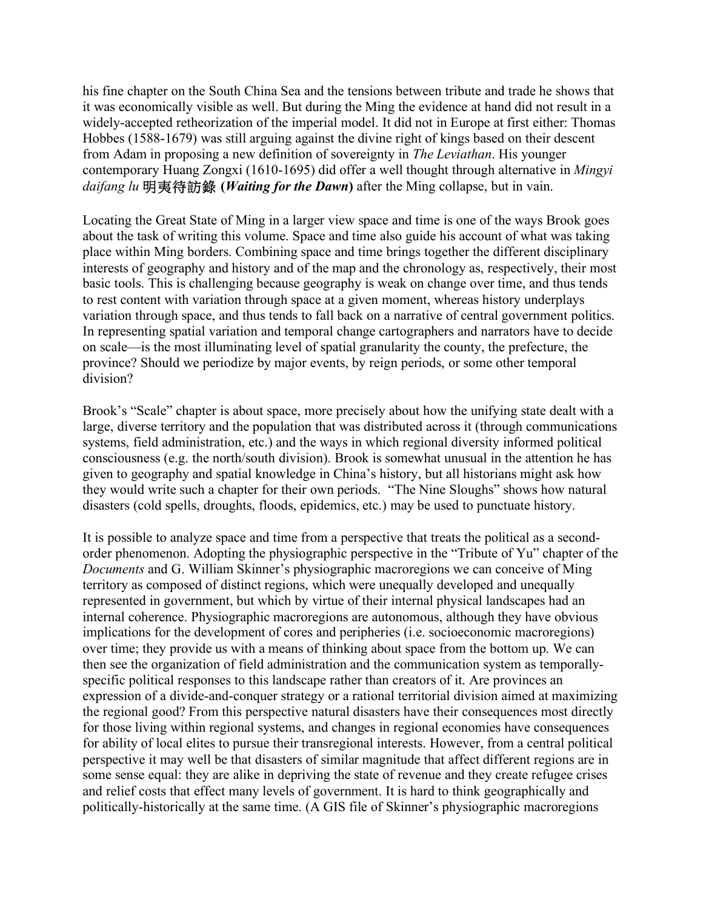his fine chapter on the South China Sea and the tensions between tribute and trade he shows that it was economically visible as well. But during the Ming the evidence at hand did not result in a widely-accepted retheorization of the imperial model. It did not in Europe at first either: Thomas Hobbes (1588-1679) was still arguing against the divine right of kings based on their descent from Adam in proposing a new definition of sovereignty in *The Leviathan*. His younger contemporary Huang Zongxi (1610-1695) did offer a well thought through alternative in *Mingyi daifang lu* 明夷待訪錄 (***Waiting for the Dawn***) after the Ming collapse, but in vain.

Locating the Great State of Ming in a larger view space and time is one of the ways Brook goes about the task of writing this volume. Space and time also guide his account of what was taking place within Ming borders. Combining space and time brings together the different disciplinary interests of geography and history and of the map and the chronology as, respectively, their most basic tools. This is challenging because geography is weak on change over time, and thus tends to rest content with variation through space at a given moment, whereas history underplays variation through space, and thus tends to fall back on a narrative of central government politics. In representing spatial variation and temporal change cartographers and narrators have to decide on scale—is the most illuminating level of spatial granularity the county, the prefecture, the province? Should we periodize by major events, by reign periods, or some other temporal division?

Brook's "Scale" chapter is about space, more precisely about how the unifying state dealt with a large, diverse territory and the population that was distributed across it (through communications systems, field administration, etc.) and the ways in which regional diversity informed political consciousness (e.g. the north/south division). Brook is somewhat unusual in the attention he has given to geography and spatial knowledge in China's history, but all historians might ask how they would write such a chapter for their own periods. "The Nine Sloughs" shows how natural disasters (cold spells, droughts, floods, epidemics, etc.) may be used to punctuate history.

It is possible to analyze space and time from a perspective that treats the political as a second-order phenomenon. Adopting the physiographic perspective in the "Tribute of Yu" chapter of the *Documents* and G. William Skinner's physiographic macroregions we can conceive of Ming territory as composed of distinct regions, which were unequally developed and unequally represented in government, but which by virtue of their internal physical landscapes had an internal coherence. Physiographic macroregions are autonomous, although they have obvious implications for the development of cores and peripheries (i.e. socioeconomic macroregions) over time; they provide us with a means of thinking about space from the bottom up. We can then see the organization of field administration and the communication system as temporally-specific political responses to this landscape rather than creators of it. Are provinces an expression of a divide-and-conquer strategy or a rational territorial division aimed at maximizing the regional good? From this perspective natural disasters have their consequences most directly for those living within regional systems, and changes in regional economies have consequences for ability of local elites to pursue their transregional interests. However, from a central political perspective it may well be that disasters of similar magnitude that affect different regions are in some sense equal: they are alike in depriving the state of revenue and they create refugee crises and relief costs that effect many levels of government. It is hard to think geographically and politically-historically at the same time. (A GIS file of Skinner's physiographic macroregions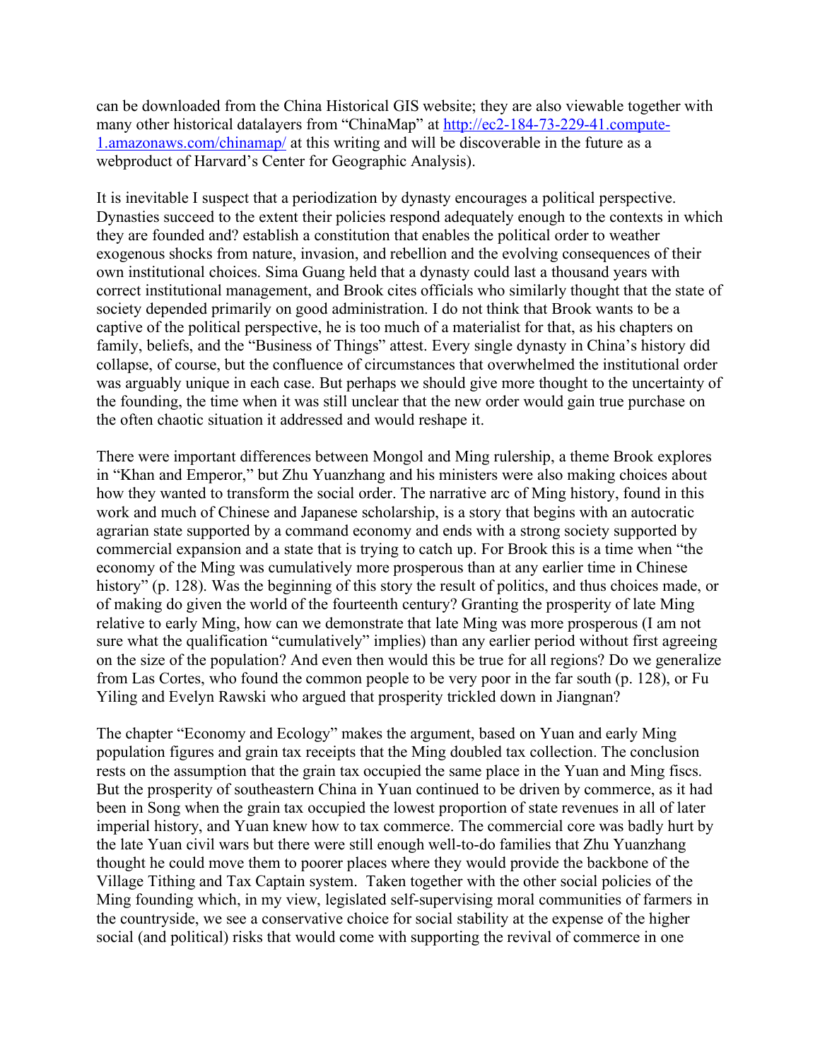can be downloaded from the China Historical GIS website; they are also viewable together with many other historical datalayers from "ChinaMap" at [http://ec2-184-73-229-41.compute-1.amazonaws.com/chinamap/](http://ec2-184-73-229-41.compute-1.amazonaws.com/chinamap/) at this writing and will be discoverable in the future as a webproduct of Harvard's Center for Geographic Analysis).

It is inevitable I suspect that a periodization by dynasty encourages a political perspective. Dynasties succeed to the extent their policies respond adequately enough to the contexts in which they are founded and? establish a constitution that enables the political order to weather exogenous shocks from nature, invasion, and rebellion and the evolving consequences of their own institutional choices. Sima Guang held that a dynasty could last a thousand years with correct institutional management, and Brook cites officials who similarly thought that the state of society depended primarily on good administration. I do not think that Brook wants to be a captive of the political perspective, he is too much of a materialist for that, as his chapters on family, beliefs, and the "Business of Things" attest. Every single dynasty in China's history did collapse, of course, but the confluence of circumstances that overwhelmed the institutional order was arguably unique in each case. But perhaps we should give more thought to the uncertainty of the founding, the time when it was still unclear that the new order would gain true purchase on the often chaotic situation it addressed and would reshape it.

There were important differences between Mongol and Ming rulership, a theme Brook explores in "Khan and Emperor," but Zhu Yuanzhang and his ministers were also making choices about how they wanted to transform the social order. The narrative arc of Ming history, found in this work and much of Chinese and Japanese scholarship, is a story that begins with an autocratic agrarian state supported by a command economy and ends with a strong society supported by commercial expansion and a state that is trying to catch up. For Brook this is a time when "the economy of the Ming was cumulatively more prosperous than at any earlier time in Chinese history" (p. 128). Was the beginning of this story the result of politics, and thus choices made, or of making do given the world of the fourteenth century? Granting the prosperity of late Ming relative to early Ming, how can we demonstrate that late Ming was more prosperous (I am not sure what the qualification "cumulatively" implies) than any earlier period without first agreeing on the size of the population? And even then would this be true for all regions? Do we generalize from Las Cortes, who found the common people to be very poor in the far south (p. 128), or Fu Yiling and Evelyn Rawski who argued that prosperity trickled down in Jiangnan?

The chapter "Economy and Ecology" makes the argument, based on Yuan and early Ming population figures and grain tax receipts that the Ming doubled tax collection. The conclusion rests on the assumption that the grain tax occupied the same place in the Yuan and Ming fiscs. But the prosperity of southeastern China in Yuan continued to be driven by commerce, as it had been in Song when the grain tax occupied the lowest proportion of state revenues in all of later imperial history, and Yuan knew how to tax commerce. The commercial core was badly hurt by the late Yuan civil wars but there were still enough well-to-do families that Zhu Yuanzhang thought he could move them to poorer places where they would provide the backbone of the Village Tithing and Tax Captain system. Taken together with the other social policies of the Ming founding which, in my view, legislated self-supervising moral communities of farmers in the countryside, we see a conservative choice for social stability at the expense of the higher social (and political) risks that would come with supporting the revival of commerce in one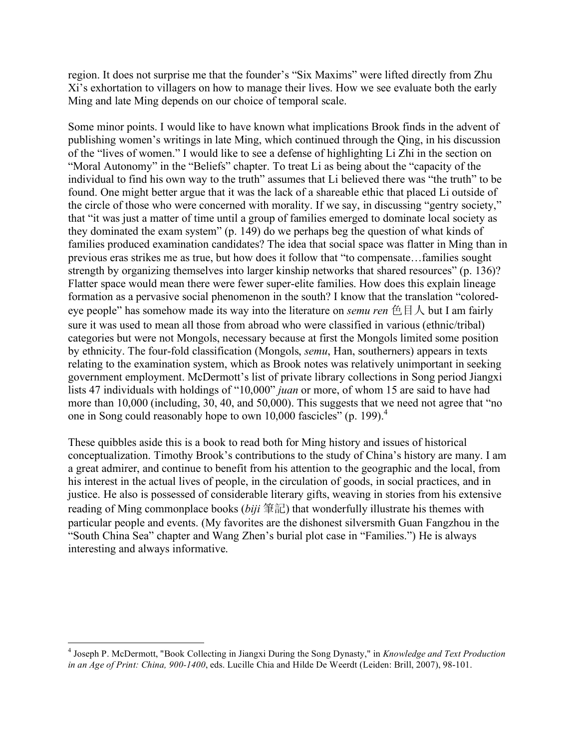region. It does not surprise me that the founder's "Six Maxims" were lifted directly from Zhu Xi's exhortation to villagers on how to manage their lives. How we see evaluate both the early Ming and late Ming depends on our choice of temporal scale.

Some minor points. I would like to have known what implications Brook finds in the advent of publishing women's writings in late Ming, which continued through the Qing, in his discussion of the "lives of women." I would like to see a defense of highlighting Li Zhi in the section on "Moral Autonomy" in the "Beliefs" chapter. To treat Li as being about the "capacity of the individual to find his own way to the truth" assumes that Li believed there was "the truth" to be found. One might better argue that it was the lack of a shareable ethic that placed Li outside of the circle of those who were concerned with morality. If we say, in discussing "gentry society," that "it was just a matter of time until a group of families emerged to dominate local society as they dominated the exam system" (p. 149) do we perhaps beg the question of what kinds of families produced examination candidates? The idea that social space was flatter in Ming than in previous eras strikes me as true, but how does it follow that "to compensate…families sought strength by organizing themselves into larger kinship networks that shared resources" (p. 136)? Flatter space would mean there were fewer super-elite families. How does this explain lineage formation as a pervasive social phenomenon in the south? I know that the translation "colored-eye people" has somehow made its way into the literature on *semu ren* 色目人 but I am fairly sure it was used to mean all those from abroad who were classified in various (ethnic/tribal) categories but were not Mongols, necessary because at first the Mongols limited some position by ethnicity. The four-fold classification (Mongols, *semu*, Han, southerners) appears in texts relating to the examination system, which as Brook notes was relatively unimportant in seeking government employment. McDermott's list of private library collections in Song period Jiangxi lists 47 individuals with holdings of "10,000" *juan* or more, of whom 15 are said to have had more than 10,000 (including, 30, 40, and 50,000). This suggests that we need not agree that "no one in Song could reasonably hope to own 10,000 fascicles" (p. 199).[4]

These quibbles aside this is a book to read both for Ming history and issues of historical conceptualization. Timothy Brook's contributions to the study of China's history are many. I am a great admirer, and continue to benefit from his attention to the geographic and the local, from his interest in the actual lives of people, in the circulation of goods, in social practices, and in justice. He also is possessed of considerable literary gifts, weaving in stories from his extensive reading of Ming commonplace books (*biji* 筆記) that wonderfully illustrate his themes with particular people and events. (My favorites are the dishonest silversmith Guan Fangzhou in the "South China Sea" chapter and Wang Zhen's burial plot case in "Families.") He is always interesting and always informative.

---

[4] Joseph P. McDermott, "Book Collecting in Jiangxi During the Song Dynasty," in *Knowledge and Text Production in an Age of Print: China, 900-1400*, eds. Lucille Chia and Hilde De Weerdt (Leiden: Brill, 2007), 98-101.